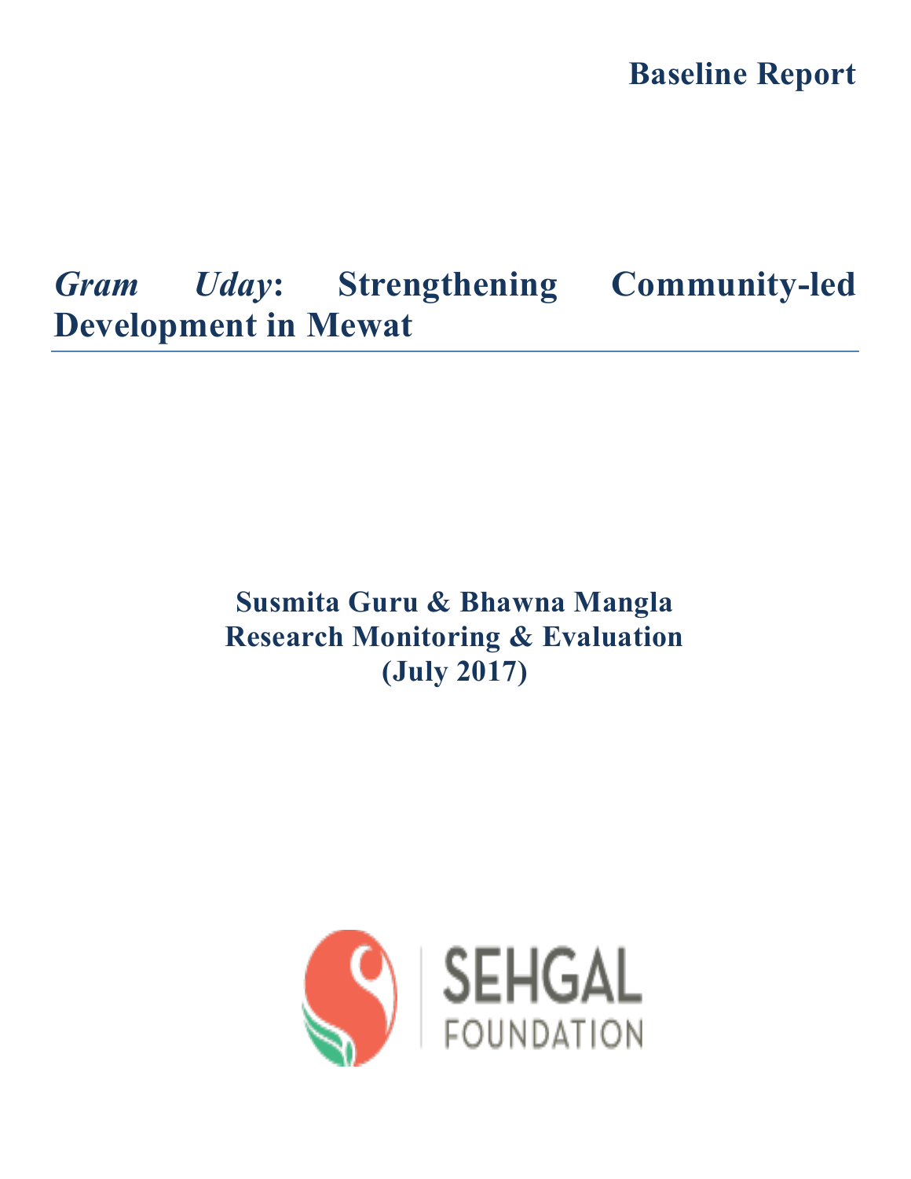**Baseline Report**

# *Gram Uday*: Strengthening Community-led Development in Mewat

**Susmita Guru & Bhawna Mangla**
**Research Monitoring & Evaluation**
**(July 2017)**

SEHGAL FOUNDATION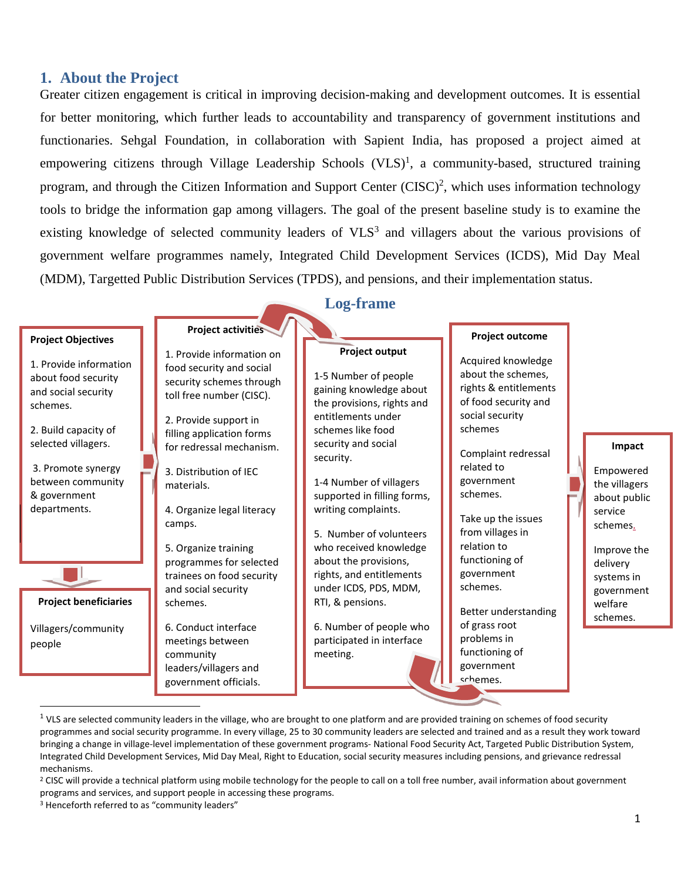## 1. About the Project

Greater citizen engagement is critical in improving decision-making and development outcomes. It is essential for better monitoring, which further leads to accountability and transparency of government institutions and functionaries. Sehgal Foundation, in collaboration with Sapient India, has proposed a project aimed at empowering citizens through Village Leadership Schools (VLS)[1], a community-based, structured training program, and through the Citizen Information and Support Center (CISC)[2], which uses information technology tools to bridge the information gap among villagers. The goal of the present baseline study is to examine the existing knowledge of selected community leaders of VLS[3] and villagers about the various provisions of government welfare programmes namely, Integrated Child Development Services (ICDS), Mid Day Meal (MDM), Targetted Public Distribution Services (TPDS), and pensions, and their implementation status.

### Log-frame

**Project Objectives**

1. Provide information about food security and social security schemes.
2. Build capacity of selected villagers.
3. Promote synergy between community & government departments.

**Project beneficiaries**

Villagers/community people

**Project activities**

1. Provide information on food security and social security schemes through toll free number (CISC).
2. Provide support in filling application forms for redressal mechanism.
3. Distribution of IEC materials.
4. Organize legal literacy camps.
5. Organize training programmes for selected trainees on food security and social security schemes.
6. Conduct interface meetings between community leaders/villagers and government officials.

**Project output**

1-5 Number of people gaining knowledge about the provisions, rights and entitlements under schemes like food security and social security.

1-4 Number of villagers supported in filling forms, writing complaints.

5. Number of volunteers who received knowledge about the provisions, rights, and entitlements under ICDS, PDS, MDM, RTI, & pensions.

6. Number of people who participated in interface meeting.

**Project outcome**

Acquired knowledge about the schemes, rights & entitlements of food security and social security schemes

Complaint redressal related to government schemes.

Take up the issues from villages in relation to functioning of government schemes.

Better understanding of grass root problems in functioning of government schemes.

**Impact**

Empowered the villagers about public service schemes.

Improve the delivery systems in government welfare schemes.

---

[1] VLS are selected community leaders in the village, who are brought to one platform and are provided training on schemes of food security programmes and social security programme. In every village, 25 to 30 community leaders are selected and trained and as a result they work toward bringing a change in village-level implementation of these government programs- National Food Security Act, Targeted Public Distribution System, Integrated Child Development Services, Mid Day Meal, Right to Education, social security measures including pensions, and grievance redressal mechanisms.

[2] CISC will provide a technical platform using mobile technology for the people to call on a toll free number, avail information about government programs and services, and support people in accessing these programs.

[3] Henceforth referred to as "community leaders"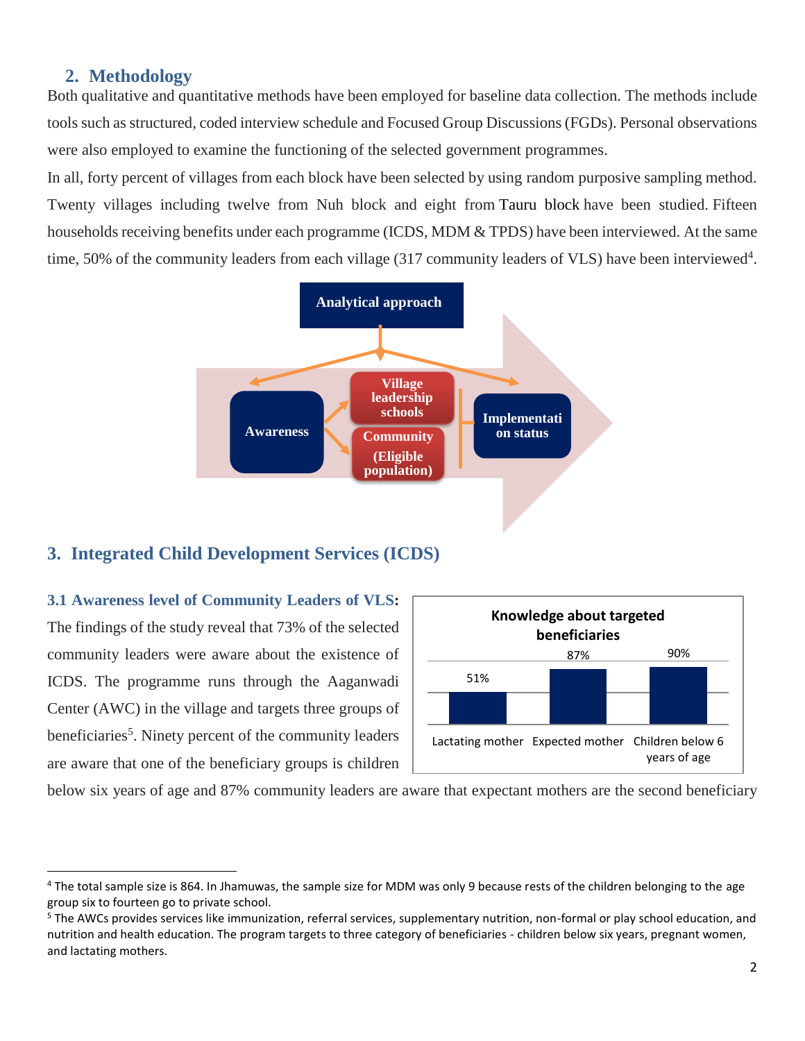## 2. Methodology

Both qualitative and quantitative methods have been employed for baseline data collection. The methods include tools such as structured, coded interview schedule and Focused Group Discussions (FGDs). Personal observations were also employed to examine the functioning of the selected government programmes.

In all, forty percent of villages from each block have been selected by using random purposive sampling method. Twenty villages including twelve from Nuh block and eight from Tauru block have been studied. Fifteen households receiving benefits under each programme (ICDS, MDM & TPDS) have been interviewed. At the same time, 50% of the community leaders from each village (317 community leaders of VLS) have been interviewed[4].

Analytical approach

Awareness → Village leadership schools; Community (Eligible population) → Implementation status

## 3. Integrated Child Development Services (ICDS)

### 3.1 Awareness level of Community Leaders of VLS:

The findings of the study reveal that 73% of the selected community leaders were aware about the existence of ICDS. The programme runs through the Aaganwadi Center (AWC) in the village and targets three groups of beneficiaries[5]. Ninety percent of the community leaders are aware that one of the beneficiary groups is children below six years of age and 87% community leaders are aware that expectant mothers are the second beneficiary

**Knowledge about targeted beneficiaries**

| Lactating mother | Expected mother | Children below 6 years of age |
|---|---|---|
| 51% | 87% | 90% |

---

[4] The total sample size is 864. In Jhamuwas, the sample size for MDM was only 9 because rests of the children belonging to the age group six to fourteen go to private school.

[5] The AWCs provides services like immunization, referral services, supplementary nutrition, non-formal or play school education, and nutrition and health education. The program targets to three category of beneficiaries - children below six years, pregnant women, and lactating mothers.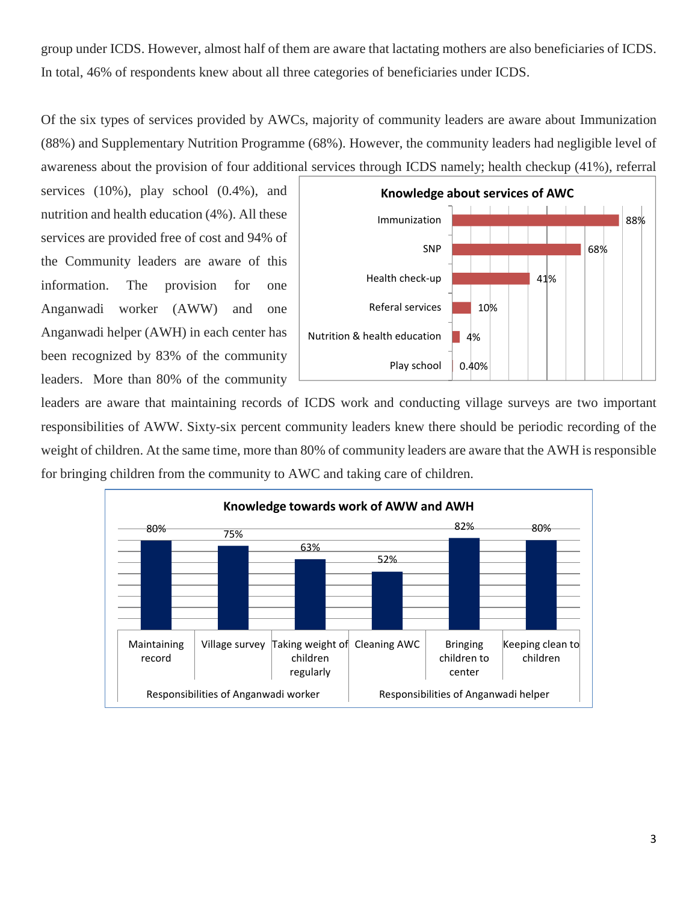group under ICDS. However, almost half of them are aware that lactating mothers are also beneficiaries of ICDS. In total, 46% of respondents knew about all three categories of beneficiaries under ICDS.

Of the six types of services provided by AWCs, majority of community leaders are aware about Immunization (88%) and Supplementary Nutrition Programme (68%). However, the community leaders had negligible level of awareness about the provision of four additional services through ICDS namely; health checkup (41%), referral services (10%), play school (0.4%), and nutrition and health education (4%). All these services are provided free of cost and 94% of the Community leaders are aware of this information. The provision for one Anganwadi worker (AWW) and one Anganwadi helper (AWH) in each center has been recognized by 83% of the community leaders. More than 80% of the community leaders are aware that maintaining records of ICDS work and conducting village surveys are two important responsibilities of AWW. Sixty-six percent community leaders knew there should be periodic recording of the weight of children. At the same time, more than 80% of community leaders are aware that the AWH is responsible for bringing children from the community to AWC and taking care of children.

**Knowledge about services of AWC**

| Service | Percentage |
|---|---|
| Immunization | 88% |
| SNP | 68% |
| Health check-up | 41% |
| Referal services | 10% |
| Nutrition & health education | 4% |
| Play school | 0.40% |

**Knowledge towards work of AWW and AWH**

| Responsibilities | | Percentage |
|---|---|---|
| Responsibilities of Anganwadi worker | Maintaining record | 80% |
| | Village survey | 75% |
| | Taking weight of children regularly | 63% |
| Responsibilities of Anganwadi helper | Cleaning AWC | 52% |
| | Bringing children to center | 82% |
| | Keeping clean to children | 80% |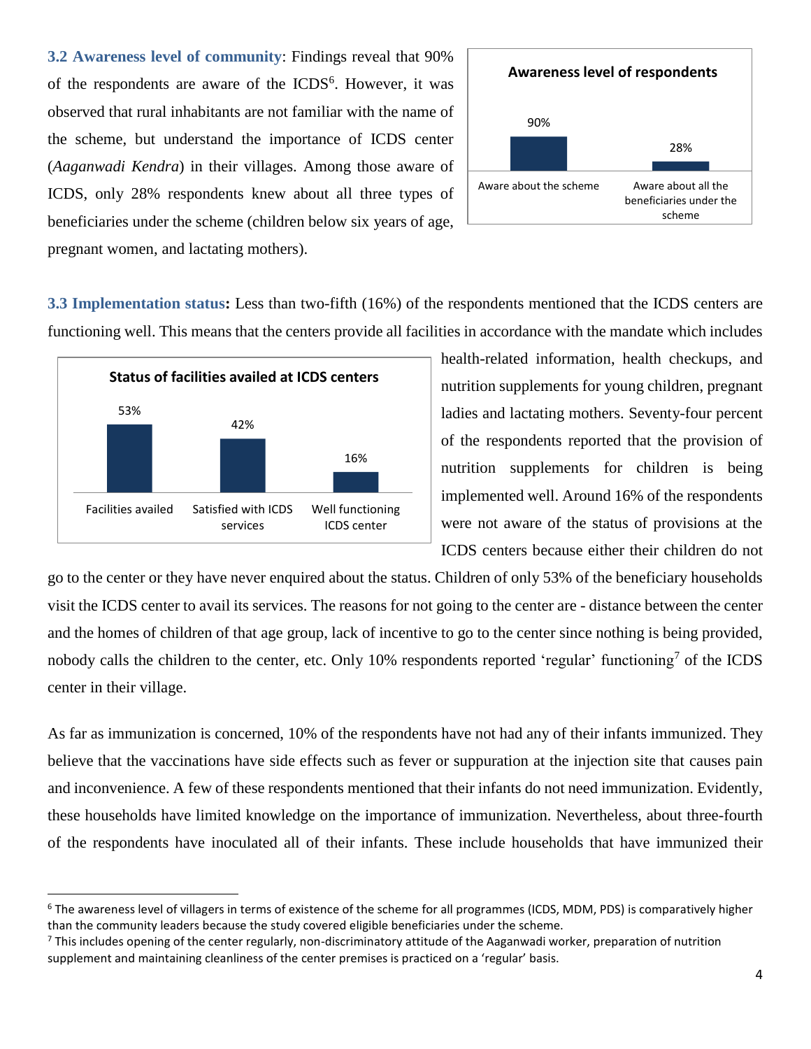**3.2 Awareness level of community**: Findings reveal that 90% of the respondents are aware of the ICDS[6]. However, it was observed that rural inhabitants are not familiar with the name of the scheme, but understand the importance of ICDS center (*Aaganwadi Kendra*) in their villages. Among those aware of ICDS, only 28% respondents knew about all three types of beneficiaries under the scheme (children below six years of age, pregnant women, and lactating mothers).

**Awareness level of respondents**

| Aware about the scheme | Aware about all the beneficiaries under the scheme |
|---|---|
| 90% | 28% |

**3.3 Implementation status:** Less than two-fifth (16%) of the respondents mentioned that the ICDS centers are functioning well. This means that the centers provide all facilities in accordance with the mandate which includes health-related information, health checkups, and nutrition supplements for young children, pregnant ladies and lactating mothers. Seventy-four percent of the respondents reported that the provision of nutrition supplements for children is being implemented well. Around 16% of the respondents were not aware of the status of provisions at the ICDS centers because either their children do not go to the center or they have never enquired about the status. Children of only 53% of the beneficiary households visit the ICDS center to avail its services. The reasons for not going to the center are - distance between the center and the homes of children of that age group, lack of incentive to go to the center since nothing is being provided, nobody calls the children to the center, etc. Only 10% respondents reported 'regular' functioning[7] of the ICDS center in their village.

**Status of facilities availed at ICDS centers**

| Facilities availed | Satisfied with ICDS services | Well functioning ICDS center |
|---|---|---|
| 53% | 42% | 16% |

As far as immunization is concerned, 10% of the respondents have not had any of their infants immunized. They believe that the vaccinations have side effects such as fever or suppuration at the injection site that causes pain and inconvenience. A few of these respondents mentioned that their infants do not need immunization. Evidently, these households have limited knowledge on the importance of immunization. Nevertheless, about three-fourth of the respondents have inoculated all of their infants. These include households that have immunized their

---

[6] The awareness level of villagers in terms of existence of the scheme for all programmes (ICDS, MDM, PDS) is comparatively higher than the community leaders because the study covered eligible beneficiaries under the scheme.

[7] This includes opening of the center regularly, non-discriminatory attitude of the Aaganwadi worker, preparation of nutrition supplement and maintaining cleanliness of the center premises is practiced on a 'regular' basis.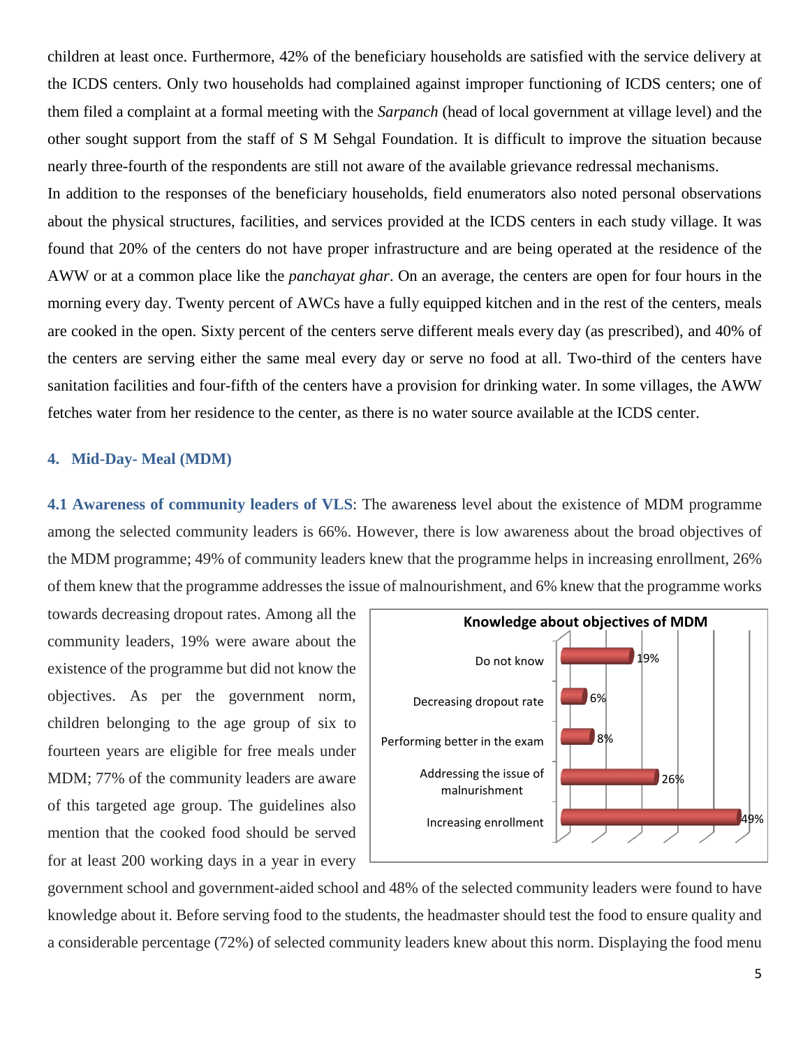children at least once. Furthermore, 42% of the beneficiary households are satisfied with the service delivery at the ICDS centers. Only two households had complained against improper functioning of ICDS centers; one of them filed a complaint at a formal meeting with the *Sarpanch* (head of local government at village level) and the other sought support from the staff of S M Sehgal Foundation. It is difficult to improve the situation because nearly three-fourth of the respondents are still not aware of the available grievance redressal mechanisms.

In addition to the responses of the beneficiary households, field enumerators also noted personal observations about the physical structures, facilities, and services provided at the ICDS centers in each study village. It was found that 20% of the centers do not have proper infrastructure and are being operated at the residence of the AWW or at a common place like the *panchayat ghar*. On an average, the centers are open for four hours in the morning every day. Twenty percent of AWCs have a fully equipped kitchen and in the rest of the centers, meals are cooked in the open. Sixty percent of the centers serve different meals every day (as prescribed), and 40% of the centers are serving either the same meal every day or serve no food at all. Two-third of the centers have sanitation facilities and four-fifth of the centers have a provision for drinking water. In some villages, the AWW fetches water from her residence to the center, as there is no water source available at the ICDS center.

## 4. Mid-Day- Meal (MDM)

**4.1 Awareness of community leaders of VLS**: The awareness level about the existence of MDM programme among the selected community leaders is 66%. However, there is low awareness about the broad objectives of the MDM programme; 49% of community leaders knew that the programme helps in increasing enrollment, 26% of them knew that the programme addresses the issue of malnourishment, and 6% knew that the programme works towards decreasing dropout rates. Among all the community leaders, 19% were aware about the existence of the programme but did not know the objectives. As per the government norm, children belonging to the age group of six to fourteen years are eligible for free meals under MDM; 77% of the community leaders are aware of this targeted age group. The guidelines also mention that the cooked food should be served for at least 200 working days in a year in every government school and government-aided school and 48% of the selected community leaders were found to have knowledge about it. Before serving food to the students, the headmaster should test the food to ensure quality and a considerable percentage (72%) of selected community leaders knew about this norm. Displaying the food menu

**Knowledge about objectives of MDM**

| Objective | Percentage |
|---|---|
| Do not know | 19% |
| Decreasing dropout rate | 6% |
| Performing better in the exam | 8% |
| Addressing the issue of malnurishment | 26% |
| Increasing enrollment | 49% |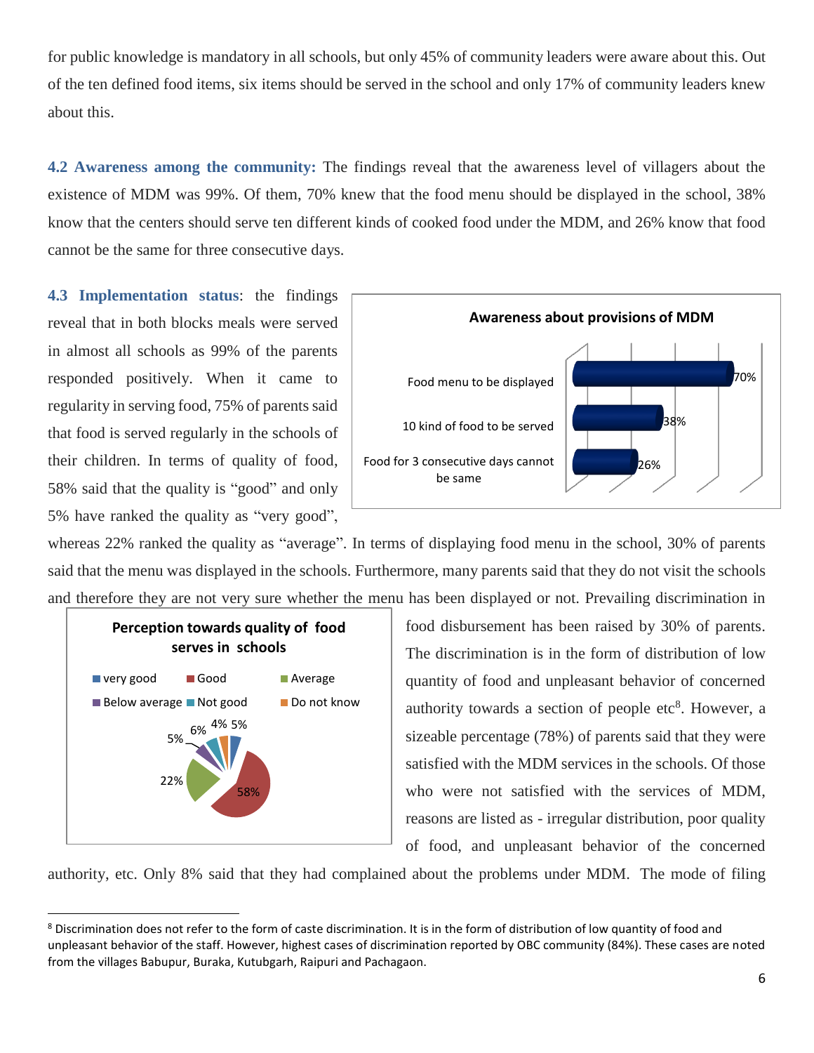for public knowledge is mandatory in all schools, but only 45% of community leaders were aware about this. Out of the ten defined food items, six items should be served in the school and only 17% of community leaders knew about this.

**4.2 Awareness among the community:** The findings reveal that the awareness level of villagers about the existence of MDM was 99%. Of them, 70% knew that the food menu should be displayed in the school, 38% know that the centers should serve ten different kinds of cooked food under the MDM, and 26% know that food cannot be the same for three consecutive days.

**Awareness about provisions of MDM**

| Provision | % |
|---|---|
| Food menu to be displayed | 70% |
| 10 kind of food to be served | 38% |
| Food for 3 consecutive days cannot be same | 26% |

**4.3 Implementation status**: the findings reveal that in both blocks meals were served in almost all schools as 99% of the parents responded positively. When it came to regularity in serving food, 75% of parents said that food is served regularly in the schools of their children. In terms of quality of food, 58% said that the quality is "good" and only 5% have ranked the quality as "very good", whereas 22% ranked the quality as "average". In terms of displaying food menu in the school, 30% of parents said that the menu was displayed in the schools. Furthermore, many parents said that they do not visit the schools and therefore they are not very sure whether the menu has been displayed or not. Prevailing discrimination in food disbursement has been raised by 30% of parents. The discrimination is in the form of distribution of low quantity of food and unpleasant behavior of concerned authority towards a section of people etc[8]. However, a sizeable percentage (78%) of parents said that they were satisfied with the MDM services in the schools. Of those who were not satisfied with the services of MDM, reasons are listed as - irregular distribution, poor quality of food, and unpleasant behavior of the concerned authority, etc. Only 8% said that they had complained about the problems under MDM. The mode of filing

**Perception towards quality of food serves in schools**

| Rating | % |
|---|---|
| very good | 5% |
| Good | 58% |
| Average | 22% |
| Below average | 5% |
| Not good | 6% |
| Do not know | 4% |

[8] Discrimination does not refer to the form of caste discrimination. It is in the form of distribution of low quantity of food and unpleasant behavior of the staff. However, highest cases of discrimination reported by OBC community (84%). These cases are noted from the villages Babupur, Buraka, Kutubgarh, Raipuri and Pachagaon.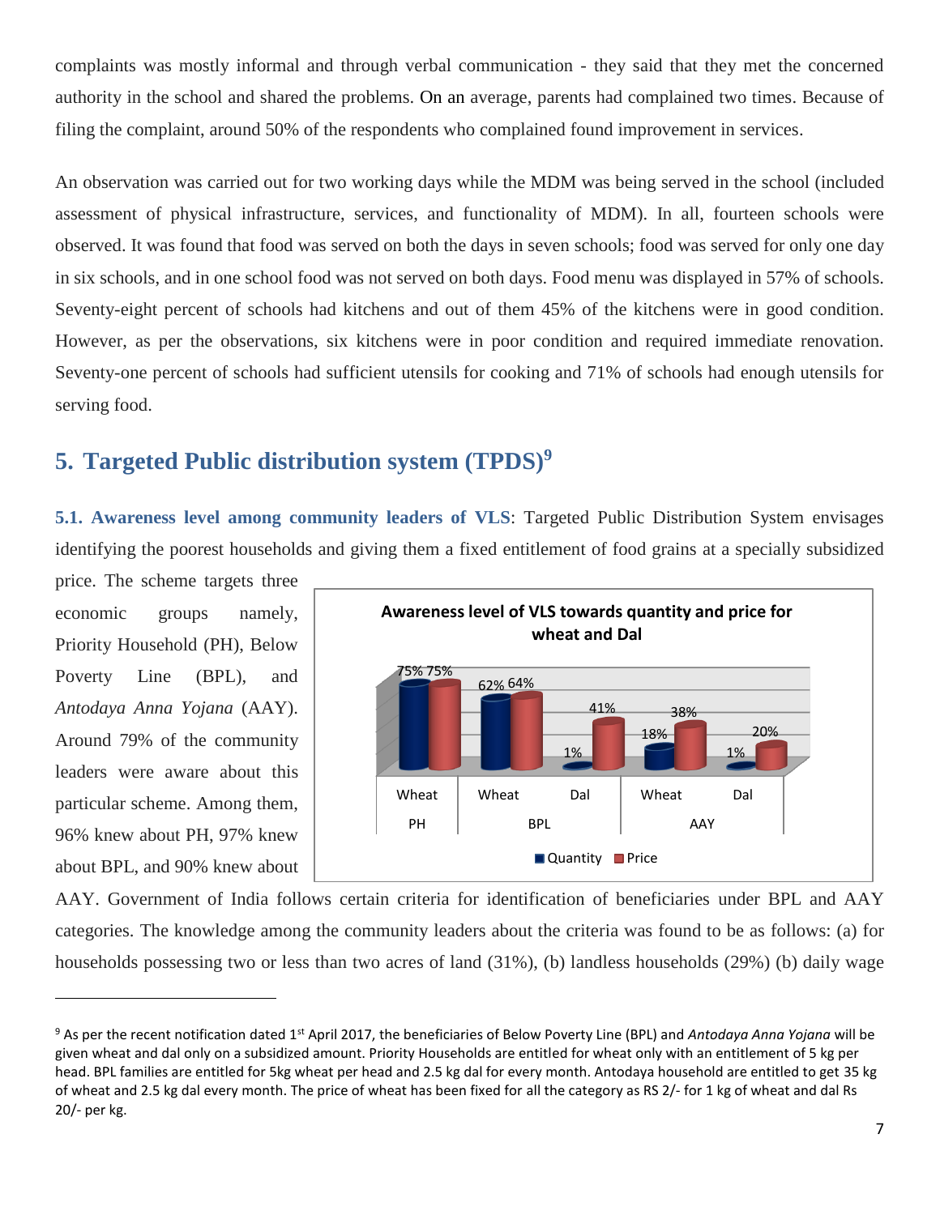complaints was mostly informal and through verbal communication - they said that they met the concerned authority in the school and shared the problems. On an average, parents had complained two times. Because of filing the complaint, around 50% of the respondents who complained found improvement in services.

An observation was carried out for two working days while the MDM was being served in the school (included assessment of physical infrastructure, services, and functionality of MDM). In all, fourteen schools were observed. It was found that food was served on both the days in seven schools; food was served for only one day in six schools, and in one school food was not served on both days. Food menu was displayed in 57% of schools. Seventy-eight percent of schools had kitchens and out of them 45% of the kitchens were in good condition. However, as per the observations, six kitchens were in poor condition and required immediate renovation. Seventy-one percent of schools had sufficient utensils for cooking and 71% of schools had enough utensils for serving food.

## 5. Targeted Public distribution system (TPDS)[9]

**5.1. Awareness level among community leaders of VLS**: Targeted Public Distribution System envisages identifying the poorest households and giving them a fixed entitlement of food grains at a specially subsidized price. The scheme targets three economic groups namely, Priority Household (PH), Below Poverty Line (BPL), and *Antodaya Anna Yojana* (AAY). Around 79% of the community leaders were aware about this particular scheme. Among them, 96% knew about PH, 97% knew about BPL, and 90% knew about AAY. Government of India follows certain criteria for identification of beneficiaries under BPL and AAY categories. The knowledge among the community leaders about the criteria was found to be as follows: (a) for households possessing two or less than two acres of land (31%), (b) landless households (29%) (b) daily wage

**Awareness level of VLS towards quantity and price for wheat and Dal**

| | PH – Wheat | BPL – Wheat | BPL – Dal | AAY – Wheat | AAY – Dal |
|---|---|---|---|---|---|
| Quantity | 75% | 62% | 1% | 18% | 1% |
| Price | 75% | 64% | 41% | 38% | 20% |

[9] As per the recent notification dated 1st April 2017, the beneficiaries of Below Poverty Line (BPL) and *Antodaya Anna Yojana* will be given wheat and dal only on a subsidized amount. Priority Households are entitled for wheat only with an entitlement of 5 kg per head. BPL families are entitled for 5kg wheat per head and 2.5 kg dal for every month. Antodaya household are entitled to get 35 kg of wheat and 2.5 kg dal every month. The price of wheat has been fixed for all the category as RS 2/- for 1 kg of wheat and dal Rs 20/- per kg.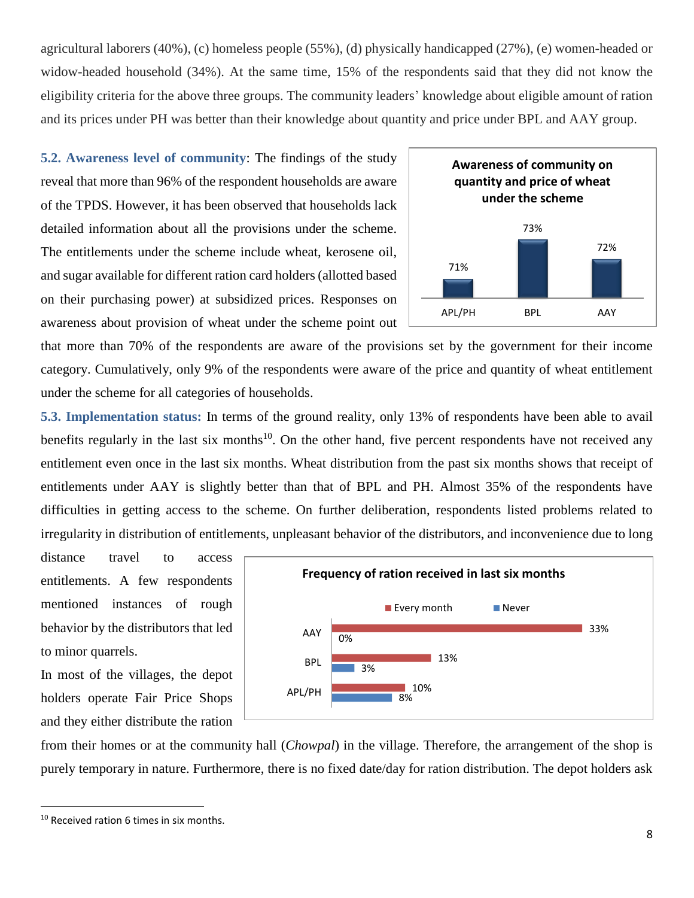agricultural laborers (40%), (c) homeless people (55%), (d) physically handicapped (27%), (e) women-headed or widow-headed household (34%). At the same time, 15% of the respondents said that they did not know the eligibility criteria for the above three groups. The community leaders' knowledge about eligible amount of ration and its prices under PH was better than their knowledge about quantity and price under BPL and AAY group.

**5.2. Awareness level of community**: The findings of the study reveal that more than 96% of the respondent households are aware of the TPDS. However, it has been observed that households lack detailed information about all the provisions under the scheme. The entitlements under the scheme include wheat, kerosene oil, and sugar available for different ration card holders (allotted based on their purchasing power) at subsidized prices. Responses on awareness about provision of wheat under the scheme point out that more than 70% of the respondents are aware of the provisions set by the government for their income category. Cumulatively, only 9% of the respondents were aware of the price and quantity of wheat entitlement under the scheme for all categories of households.

**Awareness of community on quantity and price of wheat under the scheme**

| APL/PH | BPL | AAY |
|---|---|---|
| 71% | 73% | 72% |

**5.3. Implementation status:** In terms of the ground reality, only 13% of respondents have been able to avail benefits regularly in the last six months[10]. On the other hand, five percent respondents have not received any entitlement even once in the last six months. Wheat distribution from the past six months shows that receipt of entitlements under AAY is slightly better than that of BPL and PH. Almost 35% of the respondents have difficulties in getting access to the scheme. On further deliberation, respondents listed problems related to irregularity in distribution of entitlements, unpleasant behavior of the distributors, and inconvenience due to long distance travel to access entitlements. A few respondents mentioned instances of rough behavior by the distributors that led to minor quarrels.

**Frequency of ration received in last six months**

| | Every month | Never |
|---|---|---|
| AAY | 33% | 0% |
| BPL | 13% | 3% |
| APL/PH | 10% | 8% |

In most of the villages, the depot holders operate Fair Price Shops and they either distribute the ration from their homes or at the community hall (*Chowpal*) in the village. Therefore, the arrangement of the shop is purely temporary in nature. Furthermore, there is no fixed date/day for ration distribution. The depot holders ask

[10] Received ration 6 times in six months.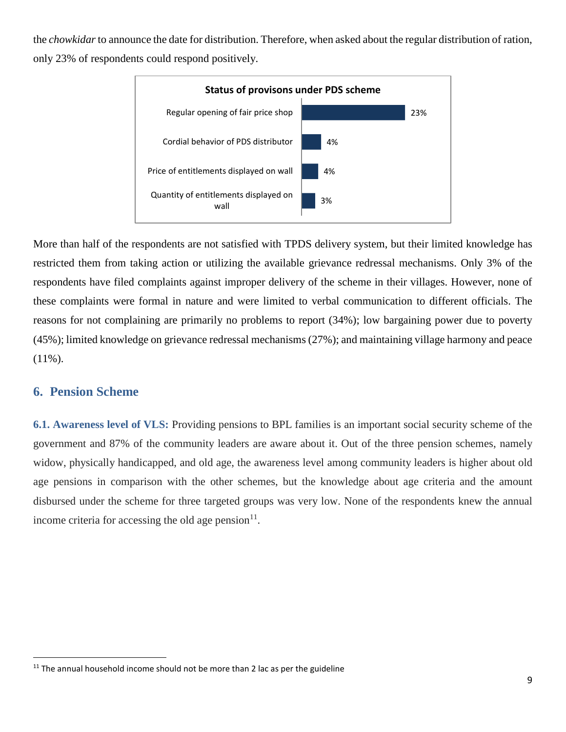the *chowkidar* to announce the date for distribution. Therefore, when asked about the regular distribution of ration, only 23% of respondents could respond positively.

**Status of provisons under PDS scheme**

| Provision | Percentage |
|---|---|
| Regular opening of fair price shop | 23% |
| Cordial behavior of PDS distributor | 4% |
| Price of entitlements displayed on wall | 4% |
| Quantity of entitlements displayed on wall | 3% |

More than half of the respondents are not satisfied with TPDS delivery system, but their limited knowledge has restricted them from taking action or utilizing the available grievance redressal mechanisms. Only 3% of the respondents have filed complaints against improper delivery of the scheme in their villages. However, none of these complaints were formal in nature and were limited to verbal communication to different officials. The reasons for not complaining are primarily no problems to report (34%); low bargaining power due to poverty (45%); limited knowledge on grievance redressal mechanisms (27%); and maintaining village harmony and peace (11%).

## 6. Pension Scheme

**6.1. Awareness level of VLS:** Providing pensions to BPL families is an important social security scheme of the government and 87% of the community leaders are aware about it. Out of the three pension schemes, namely widow, physically handicapped, and old age, the awareness level among community leaders is higher about old age pensions in comparison with the other schemes, but the knowledge about age criteria and the amount disbursed under the scheme for three targeted groups was very low. None of the respondents knew the annual income criteria for accessing the old age pension[11].

[11] The annual household income should not be more than 2 lac as per the guideline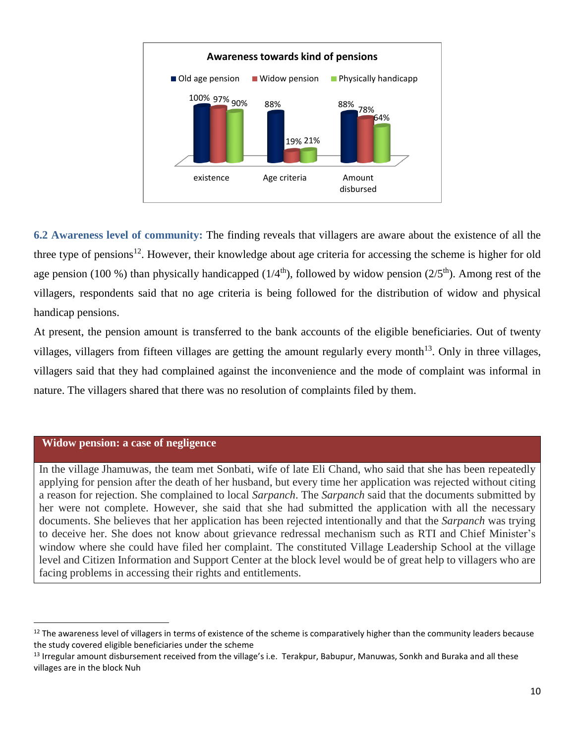**Awareness towards kind of pensions**

| | Old age pension | Widow pension | Physically handicapp |
|---|---|---|---|
| existence | 100% | 97% | 90% |
| Age criteria | 88% | 19% | 21% |
| Amount disbursed | 88% | 78% | 64% |

**6.2 Awareness level of community:** The finding reveals that villagers are aware about the existence of all the three type of pensions[12]. However, their knowledge about age criteria for accessing the scheme is higher for old age pension (100 %) than physically handicapped (1/4$^{th}$), followed by widow pension (2/5$^{th}$). Among rest of the villagers, respondents said that no age criteria is being followed for the distribution of widow and physical handicap pensions.

At present, the pension amount is transferred to the bank accounts of the eligible beneficiaries. Out of twenty villages, villagers from fifteen villages are getting the amount regularly every month[13]. Only in three villages, villagers said that they had complained against the inconvenience and the mode of complaint was informal in nature. The villagers shared that there was no resolution of complaints filed by them.

| **Widow pension: a case of negligence** |
|---|
| In the village Jhamuwas, the team met Sonbati, wife of late Eli Chand, who said that she has been repeatedly applying for pension after the death of her husband, but every time her application was rejected without citing a reason for rejection. She complained to local *Sarpanch*. The *Sarpanch* said that the documents submitted by her were not complete. However, she said that she had submitted the application with all the necessary documents. She believes that her application has been rejected intentionally and that the *Sarpanch* was trying to deceive her. She does not know about grievance redressal mechanism such as RTI and Chief Minister's window where she could have filed her complaint. The constituted Village Leadership School at the village level and Citizen Information and Support Center at the block level would be of great help to villagers who are facing problems in accessing their rights and entitlements. |

---

[12] The awareness level of villagers in terms of existence of the scheme is comparatively higher than the community leaders because the study covered eligible beneficiaries under the scheme

[13] Irregular amount disbursement received from the village's i.e. Terakpur, Babupur, Manuwas, Sonkh and Buraka and all these villages are in the block Nuh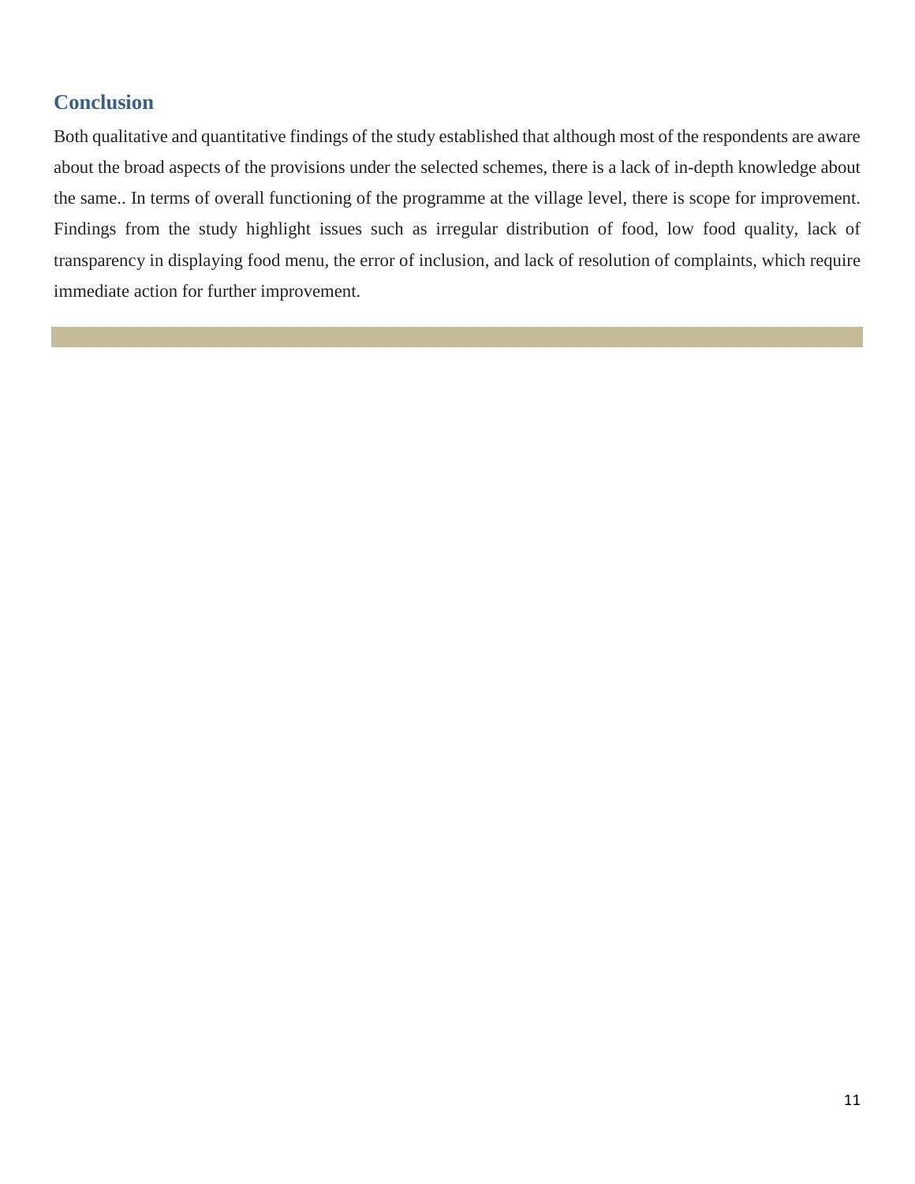## Conclusion

Both qualitative and quantitative findings of the study established that although most of the respondents are aware about the broad aspects of the provisions under the selected schemes, there is a lack of in-depth knowledge about the same.. In terms of overall functioning of the programme at the village level, there is scope for improvement. Findings from the study highlight issues such as irregular distribution of food, low food quality, lack of transparency in displaying food menu, the error of inclusion, and lack of resolution of complaints, which require immediate action for further improvement.